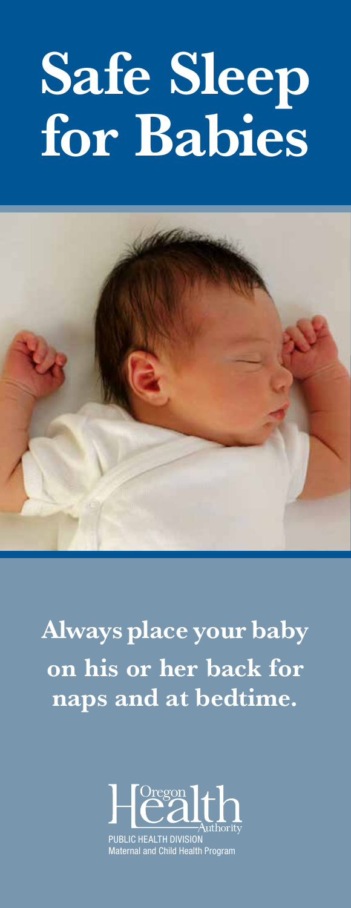# Safe Sleep for Babies

**Always place your baby on his or her back for naps and at bedtime.**

Oregon Health Authority

PUBLIC HEALTH DIVISION
Maternal and Child Health Program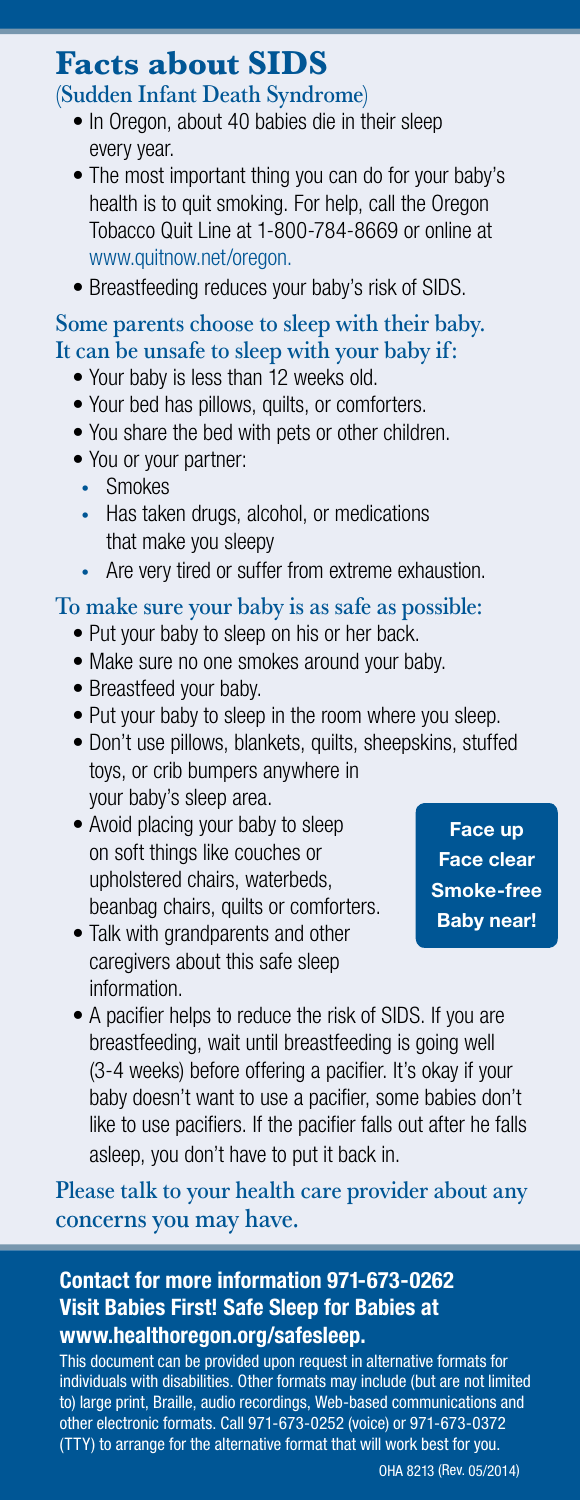# Facts about SIDS

## (Sudden Infant Death Syndrome)

- In Oregon, about 40 babies die in their sleep every year.
- The most important thing you can do for your baby's health is to quit smoking. For help, call the Oregon Tobacco Quit Line at 1-800-784-8669 or online at www.quitnow.net/oregon.
- Breastfeeding reduces your baby's risk of SIDS.

## Some parents choose to sleep with their baby. It can be unsafe to sleep with your baby if:

- Your baby is less than 12 weeks old.
- Your bed has pillows, quilts, or comforters.
- You share the bed with pets or other children.
- You or your partner:
  - Smokes
  - Has taken drugs, alcohol, or medications that make you sleepy
  - Are very tired or suffer from extreme exhaustion.

## To make sure your baby is as safe as possible:

- Put your baby to sleep on his or her back.
- Make sure no one smokes around your baby.
- Breastfeed your baby.
- Put your baby to sleep in the room where you sleep.
- Don't use pillows, blankets, quilts, sheepskins, stuffed toys, or crib bumpers anywhere in your baby's sleep area.
- Avoid placing your baby to sleep on soft things like couches or upholstered chairs, waterbeds, beanbag chairs, quilts or comforters.
- Talk with grandparents and other caregivers about this safe sleep information.
- A pacifier helps to reduce the risk of SIDS. If you are breastfeeding, wait until breastfeeding is going well (3-4 weeks) before offering a pacifier. It's okay if your baby doesn't want to use a pacifier, some babies don't like to use pacifiers. If the pacifier falls out after he falls asleep, you don't have to put it back in.

**Face up**
**Face clear**
**Smoke-free**
**Baby near!**

Please talk to your health care provider about any concerns you may have.

**Contact for more information 971-673-0262**
**Visit Babies First! Safe Sleep for Babies at www.healthoregon.org/safesleep.**

This document can be provided upon request in alternative formats for individuals with disabilities. Other formats may include (but are not limited to) large print, Braille, audio recordings, Web-based communications and other electronic formats. Call 971-673-0252 (voice) or 971-673-0372 (TTY) to arrange for the alternative format that will work best for you.

OHA 8213 (Rev. 05/2014)